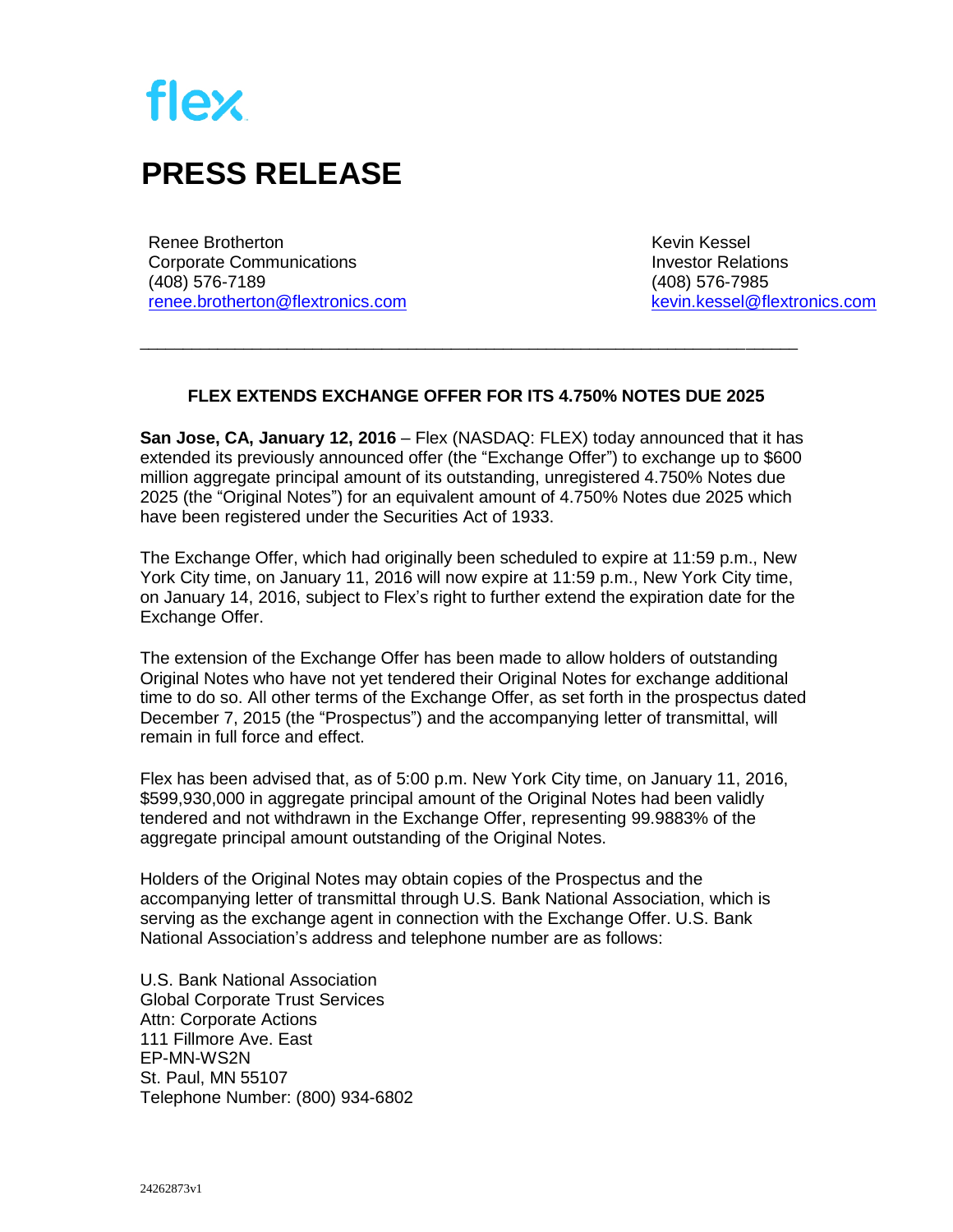flex

# PRESS RELEASE

Renee Brotherton
Corporate Communications
(408) 576-7189
renee.brotherton@flextronics.com

Kevin Kessel
Investor Relations
(408) 576-7985
kevin.kessel@flextronics.com

---

## FLEX EXTENDS EXCHANGE OFFER FOR ITS 4.750% NOTES DUE 2025

**San Jose, CA, January 12, 2016** – Flex (NASDAQ: FLEX) today announced that it has extended its previously announced offer (the "Exchange Offer") to exchange up to $600 million aggregate principal amount of its outstanding, unregistered 4.750% Notes due 2025 (the "Original Notes") for an equivalent amount of 4.750% Notes due 2025 which have been registered under the Securities Act of 1933.

The Exchange Offer, which had originally been scheduled to expire at 11:59 p.m., New York City time, on January 11, 2016 will now expire at 11:59 p.m., New York City time, on January 14, 2016, subject to Flex's right to further extend the expiration date for the Exchange Offer.

The extension of the Exchange Offer has been made to allow holders of outstanding Original Notes who have not yet tendered their Original Notes for exchange additional time to do so. All other terms of the Exchange Offer, as set forth in the prospectus dated December 7, 2015 (the "Prospectus") and the accompanying letter of transmittal, will remain in full force and effect.

Flex has been advised that, as of 5:00 p.m. New York City time, on January 11, 2016, $599,930,000 in aggregate principal amount of the Original Notes had been validly tendered and not withdrawn in the Exchange Offer, representing 99.9883% of the aggregate principal amount outstanding of the Original Notes.

Holders of the Original Notes may obtain copies of the Prospectus and the accompanying letter of transmittal through U.S. Bank National Association, which is serving as the exchange agent in connection with the Exchange Offer. U.S. Bank National Association's address and telephone number are as follows:

U.S. Bank National Association
Global Corporate Trust Services
Attn: Corporate Actions
111 Fillmore Ave. East
EP-MN-WS2N
St. Paul, MN 55107
Telephone Number: (800) 934-6802

24262873v1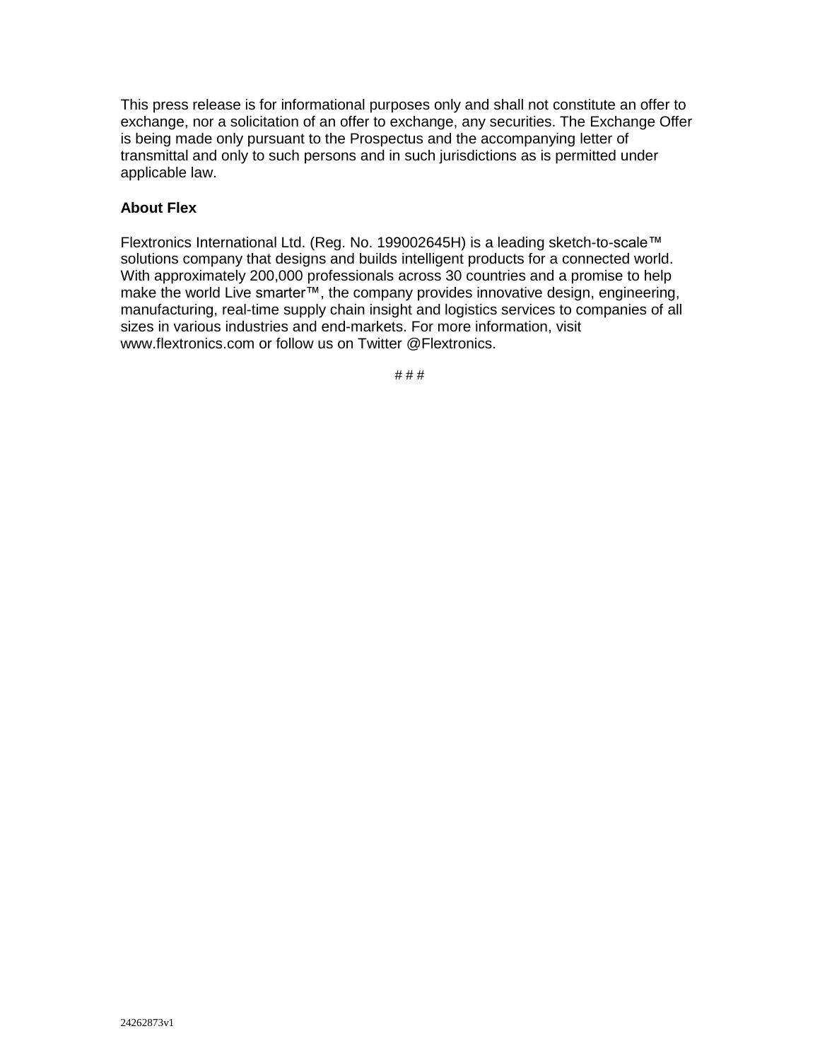This press release is for informational purposes only and shall not constitute an offer to exchange, nor a solicitation of an offer to exchange, any securities. The Exchange Offer is being made only pursuant to the Prospectus and the accompanying letter of transmittal and only to such persons and in such jurisdictions as is permitted under applicable law.

**About Flex**

Flextronics International Ltd. (Reg. No. 199002645H) is a leading sketch-to-scale™ solutions company that designs and builds intelligent products for a connected world. With approximately 200,000 professionals across 30 countries and a promise to help make the world Live smarter™, the company provides innovative design, engineering, manufacturing, real-time supply chain insight and logistics services to companies of all sizes in various industries and end-markets. For more information, visit www.flextronics.com or follow us on Twitter @Flextronics.

# # #

24262873v1